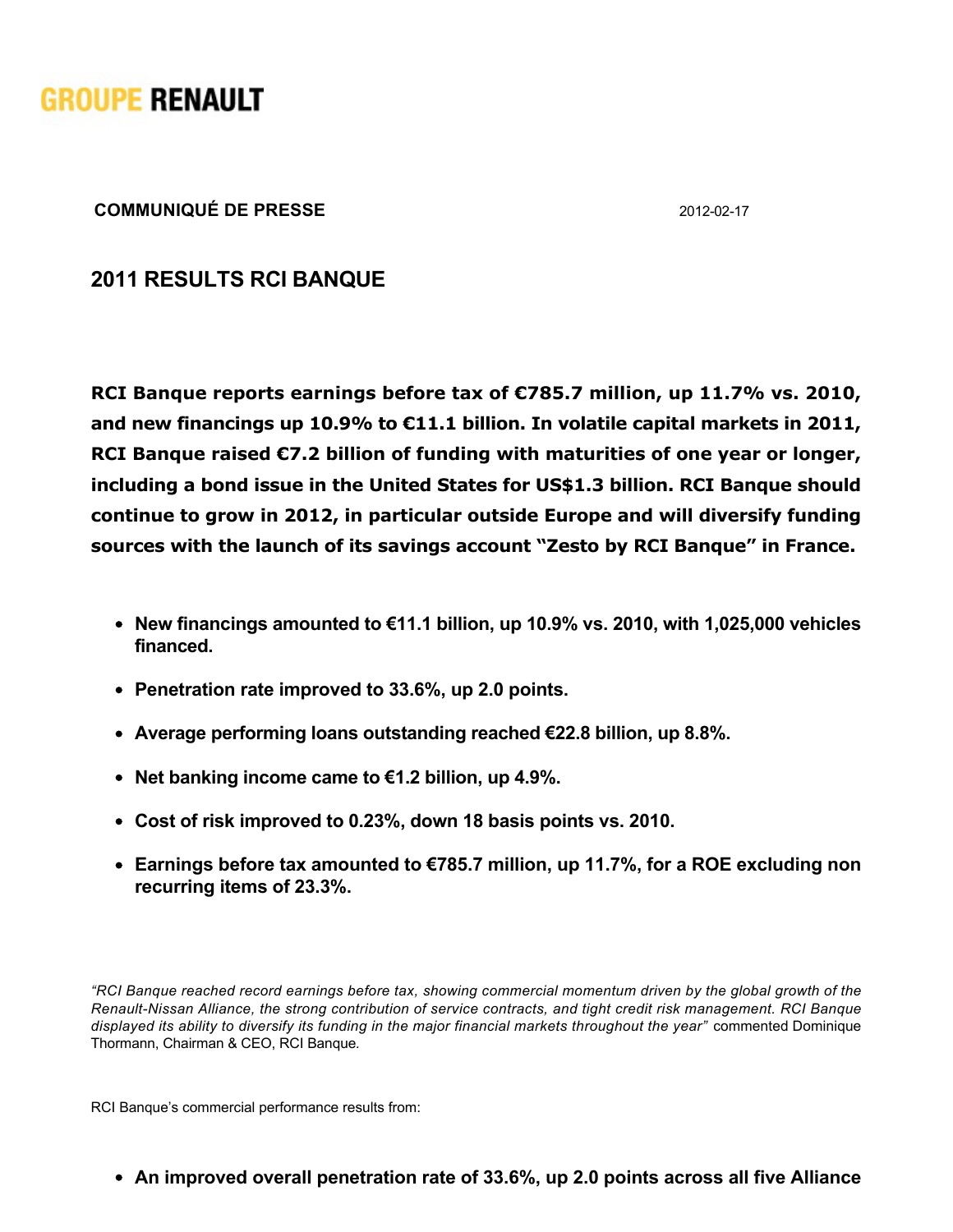GROUPE RENAULT

**COMMUNIQUÉ DE PRESSE** 2012-02-17

## 2011 RESULTS RCI BANQUE

**RCI Banque reports earnings before tax of €785.7 million, up 11.7% vs. 2010, and new financings up 10.9% to €11.1 billion. In volatile capital markets in 2011, RCI Banque raised €7.2 billion of funding with maturities of one year or longer, including a bond issue in the United States for US$1.3 billion. RCI Banque should continue to grow in 2012, in particular outside Europe and will diversify funding sources with the launch of its savings account "Zesto by RCI Banque" in France.**

- **New financings amounted to €11.1 billion, up 10.9% vs. 2010, with 1,025,000 vehicles financed.**
- **Penetration rate improved to 33.6%, up 2.0 points.**
- **Average performing loans outstanding reached €22.8 billion, up 8.8%.**
- **Net banking income came to €1.2 billion, up 4.9%.**
- **Cost of risk improved to 0.23%, down 18 basis points vs. 2010.**
- **Earnings before tax amounted to €785.7 million, up 11.7%, for a ROE excluding non recurring items of 23.3%.**

*"RCI Banque reached record earnings before tax, showing commercial momentum driven by the global growth of the Renault-Nissan Alliance, the strong contribution of service contracts, and tight credit risk management. RCI Banque displayed its ability to diversify its funding in the major financial markets throughout the year"* commented Dominique Thormann, Chairman & CEO, RCI Banque.

RCI Banque's commercial performance results from:

- **An improved overall penetration rate of 33.6%, up 2.0 points across all five Alliance**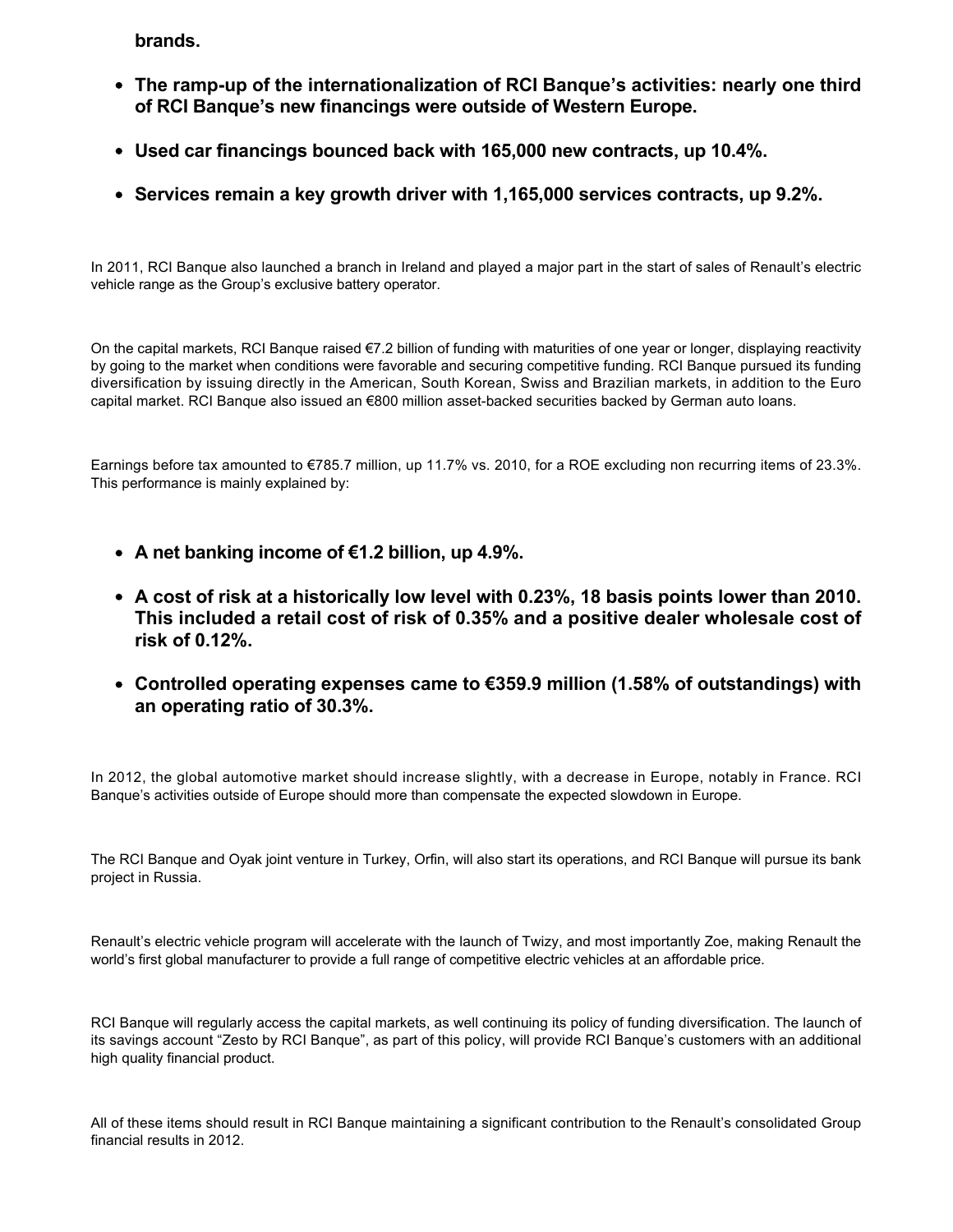**brands.**

- **The ramp-up of the internationalization of RCI Banque's activities: nearly one third of RCI Banque's new financings were outside of Western Europe.**
- **Used car financings bounced back with 165,000 new contracts, up 10.4%.**
- **Services remain a key growth driver with 1,165,000 services contracts, up 9.2%.**

In 2011, RCI Banque also launched a branch in Ireland and played a major part in the start of sales of Renault's electric vehicle range as the Group's exclusive battery operator.

On the capital markets, RCI Banque raised €7.2 billion of funding with maturities of one year or longer, displaying reactivity by going to the market when conditions were favorable and securing competitive funding. RCI Banque pursued its funding diversification by issuing directly in the American, South Korean, Swiss and Brazilian markets, in addition to the Euro capital market. RCI Banque also issued an €800 million asset-backed securities backed by German auto loans.

Earnings before tax amounted to €785.7 million, up 11.7% vs. 2010, for a ROE excluding non recurring items of 23.3%. This performance is mainly explained by:

- **A net banking income of €1.2 billion, up 4.9%.**
- **A cost of risk at a historically low level with 0.23%, 18 basis points lower than 2010. This included a retail cost of risk of 0.35% and a positive dealer wholesale cost of risk of 0.12%.**
- **Controlled operating expenses came to €359.9 million (1.58% of outstandings) with an operating ratio of 30.3%.**

In 2012, the global automotive market should increase slightly, with a decrease in Europe, notably in France. RCI Banque's activities outside of Europe should more than compensate the expected slowdown in Europe.

The RCI Banque and Oyak joint venture in Turkey, Orfin, will also start its operations, and RCI Banque will pursue its bank project in Russia.

Renault's electric vehicle program will accelerate with the launch of Twizy, and most importantly Zoe, making Renault the world's first global manufacturer to provide a full range of competitive electric vehicles at an affordable price.

RCI Banque will regularly access the capital markets, as well continuing its policy of funding diversification. The launch of its savings account "Zesto by RCI Banque", as part of this policy, will provide RCI Banque's customers with an additional high quality financial product.

All of these items should result in RCI Banque maintaining a significant contribution to the Renault's consolidated Group financial results in 2012.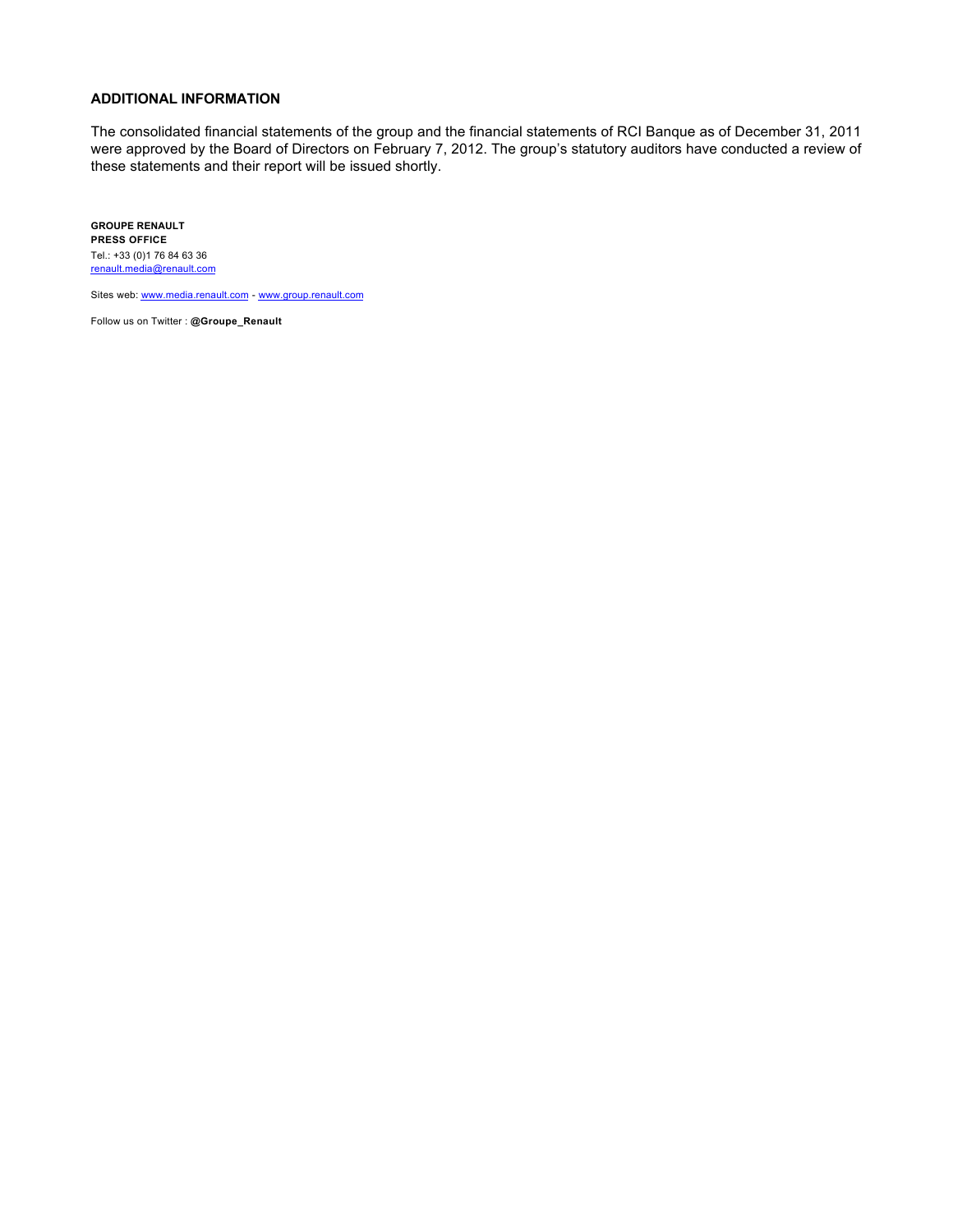## ADDITIONAL INFORMATION

The consolidated financial statements of the group and the financial statements of RCI Banque as of December 31, 2011 were approved by the Board of Directors on February 7, 2012. The group's statutory auditors have conducted a review of these statements and their report will be issued shortly.

**GROUPE RENAULT**
**PRESS OFFICE**
Tel.: +33 (0)1 76 84 63 36
renault.media@renault.com

Sites web: www.media.renault.com - www.group.renault.com

Follow us on Twitter : **@Groupe_Renault**